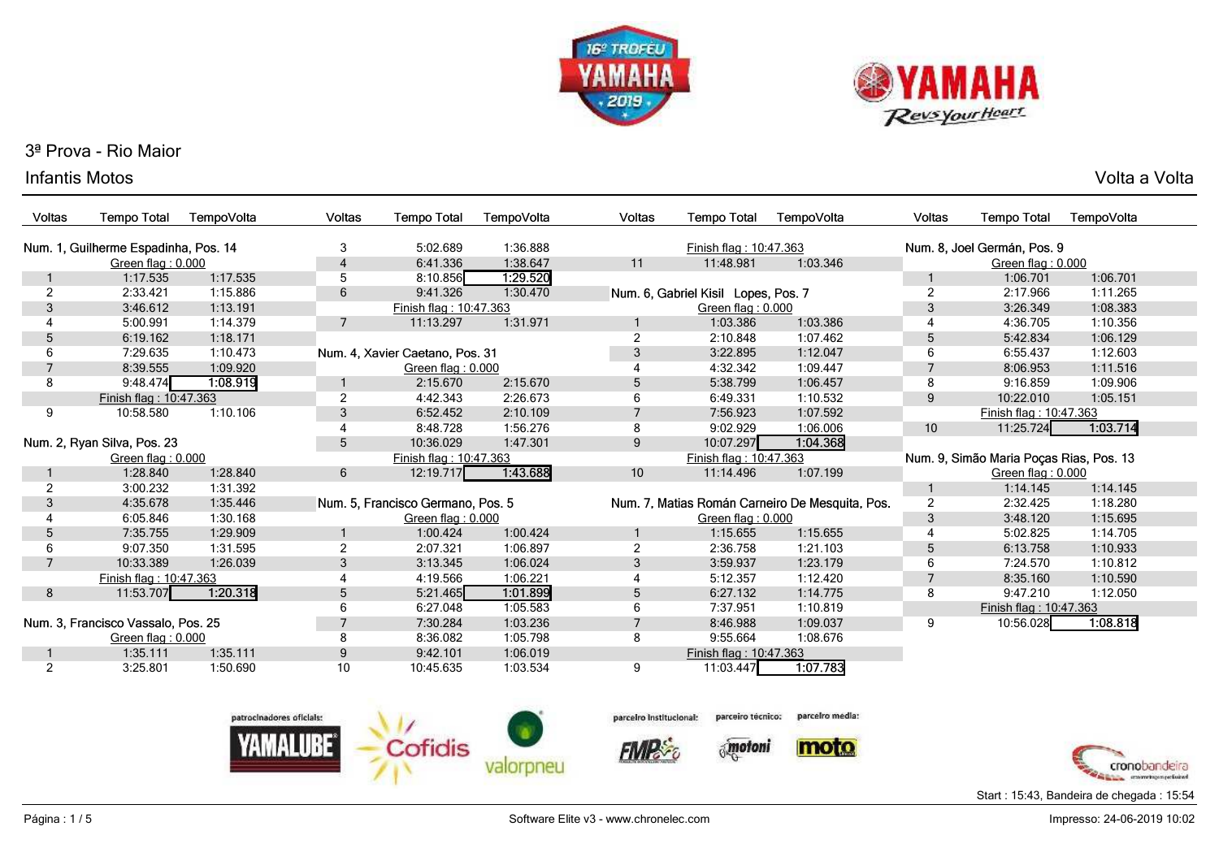# 3ª Prova - Rio Maior

## Infantis Motos

Volta a Volta

### Num. 1, Guilherme Espadinha, Pos. 14

| Voltas | Tempo Total | TempoVolta |
|---|---|---|
| | Green flag : 0.000 | |
| 1 | 1:17.535 | 1:17.535 |
| 2 | 2:33.421 | 1:15.886 |
| 3 | 3:46.612 | 1:13.191 |
| 4 | 5:00.991 | 1:14.379 |
| 5 | 6:19.162 | 1:18.171 |
| 6 | 7:29.635 | 1:10.473 |
| 7 | 8:39.555 | 1:09.920 |
| 8 | 9:48.474 | 1:08.919 |
| | Finish flag : 10:47.363 | |
| 9 | 10:58.580 | 1:10.106 |

### Num. 2, Ryan Silva, Pos. 23

| Voltas | Tempo Total | TempoVolta |
|---|---|---|
| | Green flag : 0.000 | |
| 1 | 1:28.840 | 1:28.840 |
| 2 | 3:00.232 | 1:31.392 |
| 3 | 4:35.678 | 1:35.446 |
| 4 | 6:05.846 | 1:30.168 |
| 5 | 7:35.755 | 1:29.909 |
| 6 | 9:07.350 | 1:31.595 |
| 7 | 10:33.389 | 1:26.039 |
| | Finish flag : 10:47.363 | |
| 8 | 11:53.707 | 1:20.318 |

### Num. 3, Francisco Vassalo, Pos. 25

| Voltas | Tempo Total | TempoVolta |
|---|---|---|
| | Green flag : 0.000 | |
| 1 | 1:35.111 | 1:35.111 |
| 2 | 3:25.801 | 1:50.690 |
| 3 | 5:02.689 | 1:36.888 |
| 4 | 6:41.336 | 1:38.647 |
| 5 | 8:10.856 | 1:29.520 |
| 6 | 9:41.326 | 1:30.470 |
| | Finish flag : 10:47.363 | |
| 7 | 11:13.297 | 1:31.971 |

### Num. 4, Xavier Caetano, Pos. 31

| Voltas | Tempo Total | TempoVolta |
|---|---|---|
| | Green flag : 0.000 | |
| 1 | 2:15.670 | 2:15.670 |
| 2 | 4:42.343 | 2:26.673 |
| 3 | 6:52.452 | 2:10.109 |
| 4 | 8:48.728 | 1:56.276 |
| 5 | 10:36.029 | 1:47.301 |
| | Finish flag : 10:47.363 | |
| 6 | 12:19.717 | 1:43.688 |

### Num. 5, Francisco Germano, Pos. 5

| Voltas | Tempo Total | TempoVolta |
|---|---|---|
| | Green flag : 0.000 | |
| 1 | 1:00.424 | 1:00.424 |
| 2 | 2:07.321 | 1:06.897 |
| 3 | 3:13.345 | 1:06.024 |
| 4 | 4:19.566 | 1:06.221 |
| 5 | 5:21.465 | 1:01.899 |
| 6 | 6:27.048 | 1:05.583 |
| 7 | 7:30.284 | 1:03.236 |
| 8 | 8:36.082 | 1:05.798 |
| 9 | 9:42.101 | 1:06.019 |
| 10 | 10:45.635 | 1:03.534 |
| | Finish flag : 10:47.363 | |
| 11 | 11:48.981 | 1:03.346 |

### Num. 6, Gabriel Kisil Lopes, Pos. 7

| Voltas | Tempo Total | TempoVolta |
|---|---|---|
| | Green flag : 0.000 | |
| 1 | 1:03.386 | 1:03.386 |
| 2 | 2:10.848 | 1:07.462 |
| 3 | 3:22.895 | 1:12.047 |
| 4 | 4:32.342 | 1:09.447 |
| 5 | 5:38.799 | 1:06.457 |
| 6 | 6:49.331 | 1:10.532 |
| 7 | 7:56.923 | 1:07.592 |
| 8 | 9:02.929 | 1:06.006 |
| 9 | 10:07.297 | 1:04.368 |
| | Finish flag : 10:47.363 | |
| 10 | 11:14.496 | 1:07.199 |

### Num. 7, Matias Román Carneiro De Mesquita, Pos.

| Voltas | Tempo Total | TempoVolta |
|---|---|---|
| | Green flag : 0.000 | |
| 1 | 1:15.655 | 1:15.655 |
| 2 | 2:36.758 | 1:21.103 |
| 3 | 3:59.937 | 1:23.179 |
| 4 | 5:12.357 | 1:12.420 |
| 5 | 6:27.132 | 1:14.775 |
| 6 | 7:37.951 | 1:10.819 |
| 7 | 8:46.988 | 1:09.037 |
| 8 | 9:55.664 | 1:08.676 |
| | Finish flag : 10:47.363 | |
| 9 | 11:03.447 | 1:07.783 |

### Num. 8, Joel Germán, Pos. 9

| Voltas | Tempo Total | TempoVolta |
|---|---|---|
| | Green flag : 0.000 | |
| 1 | 1:06.701 | 1:06.701 |
| 2 | 2:17.966 | 1:11.265 |
| 3 | 3:26.349 | 1:08.383 |
| 4 | 4:36.705 | 1:10.356 |
| 5 | 5:42.834 | 1:06.129 |
| 6 | 6:55.437 | 1:12.603 |
| 7 | 8:06.953 | 1:11.516 |
| 8 | 9:16.859 | 1:09.906 |
| 9 | 10:22.010 | 1:05.151 |
| | Finish flag : 10:47.363 | |
| 10 | 11:25.724 | 1:03.714 |

### Num. 9, Simão Maria Poças Rias, Pos. 13

| Voltas | Tempo Total | TempoVolta |
|---|---|---|
| | Green flag : 0.000 | |
| 1 | 1:14.145 | 1:14.145 |
| 2 | 2:32.425 | 1:18.280 |
| 3 | 3:48.120 | 1:15.695 |
| 4 | 5:02.825 | 1:14.705 |
| 5 | 6:13.758 | 1:10.933 |
| 6 | 7:24.570 | 1:10.812 |
| 7 | 8:35.160 | 1:10.590 |
| 8 | 9:47.210 | 1:12.050 |
| | Finish flag : 10:47.363 | |
| 9 | 10:56.028 | 1:08.818 |

patrocinadores oficiais: YAMALUBE, Cofidis, valorpneu — parceiro institucional: FMP — parceiro técnico: motoni — parceiro media: moto

Start : 15:43, Bandeira de chegada : 15:54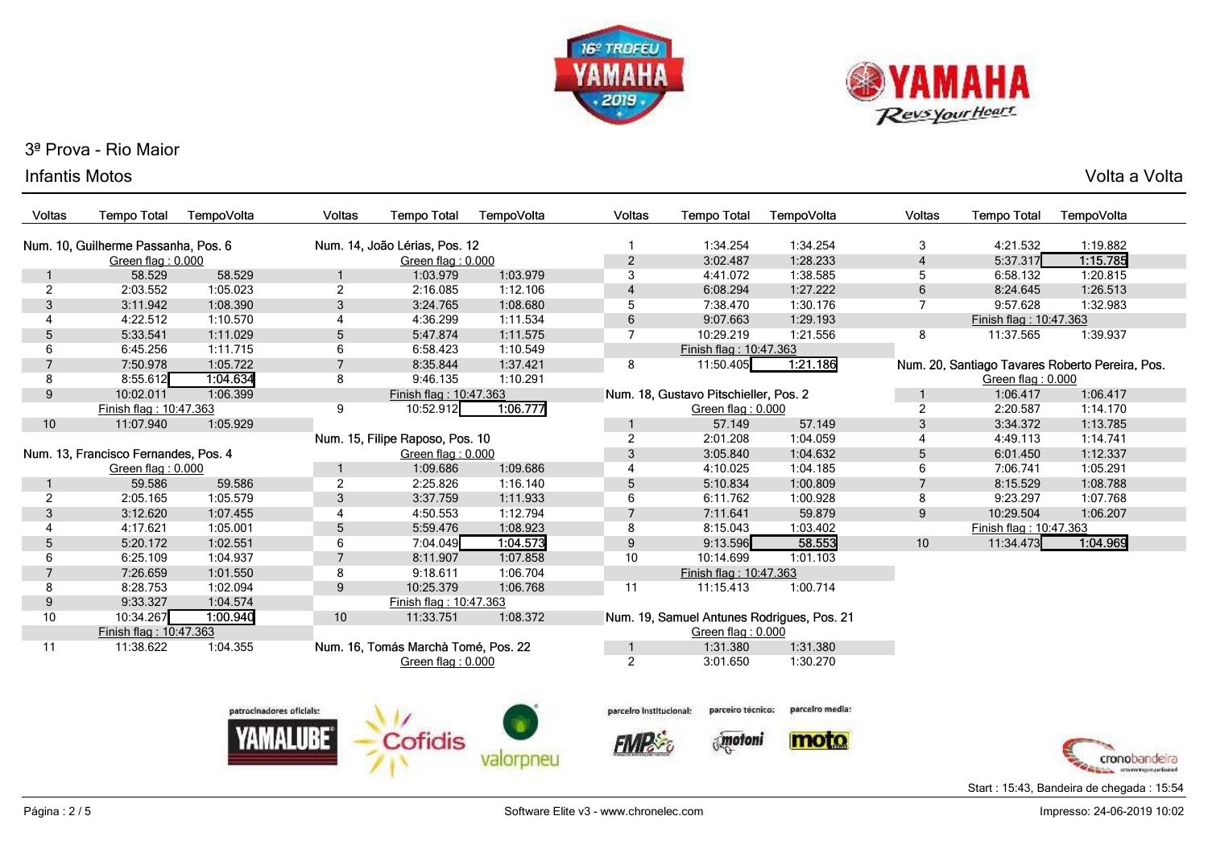3ª Prova - Rio Maior

Infantis Motos

Volta a Volta

### Num. 10, Guilherme Passanha, Pos. 6

| Voltas | Tempo Total | TempoVolta |
|---|---|---|
| | Green flag : 0.000 | |
| 1 | 58.529 | 58.529 |
| 2 | 2:03.552 | 1:05.023 |
| 3 | 3:11.942 | 1:08.390 |
| 4 | 4:22.512 | 1:10.570 |
| 5 | 5:33.541 | 1:11.029 |
| 6 | 6:45.256 | 1:11.715 |
| 7 | 7:50.978 | 1:05.722 |
| 8 | 8:55.612 | **1:04.634** |
| 9 | 10:02.011 | 1:06.399 |
| | Finish flag : 10:47.363 | |
| 10 | 11:07.940 | 1:05.929 |

### Num. 13, Francisco Fernandes, Pos. 4

| Voltas | Tempo Total | TempoVolta |
|---|---|---|
| | Green flag : 0.000 | |
| 1 | 59.586 | 59.586 |
| 2 | 2:05.165 | 1:05.579 |
| 3 | 3:12.620 | 1:07.455 |
| 4 | 4:17.621 | 1:05.001 |
| 5 | 5:20.172 | 1:02.551 |
| 6 | 6:25.109 | 1:04.937 |
| 7 | 7:26.659 | 1:01.550 |
| 8 | 8:28.753 | 1:02.094 |
| 9 | 9:33.327 | 1:04.574 |
| 10 | 10:34.267 | **1:00.940** |
| | Finish flag : 10:47.363 | |
| 11 | 11:38.622 | 1:04.355 |

### Num. 14, João Lérias, Pos. 12

| Voltas | Tempo Total | TempoVolta |
|---|---|---|
| | Green flag : 0.000 | |
| 1 | 1:03.979 | 1:03.979 |
| 2 | 2:16.085 | 1:12.106 |
| 3 | 3:24.765 | 1:08.680 |
| 4 | 4:36.299 | 1:11.534 |
| 5 | 5:47.874 | 1:11.575 |
| 6 | 6:58.423 | 1:10.549 |
| 7 | 8:35.844 | 1:37.421 |
| 8 | 9:46.135 | 1:10.291 |
| | Finish flag : 10:47.363 | |
| 9 | 10:52.912 | **1:06.777** |

### Num. 15, Filipe Raposo, Pos. 10

| Voltas | Tempo Total | TempoVolta |
|---|---|---|
| | Green flag : 0.000 | |
| 1 | 1:09.686 | 1:09.686 |
| 2 | 2:25.826 | 1:16.140 |
| 3 | 3:37.759 | 1:11.933 |
| 4 | 4:50.553 | 1:12.794 |
| 5 | 5:59.476 | 1:08.923 |
| 6 | 7:04.049 | **1:04.573** |
| 7 | 8:11.907 | 1:07.858 |
| 8 | 9:18.611 | 1:06.704 |
| 9 | 10:25.379 | 1:06.768 |
| | Finish flag : 10:47.363 | |
| 10 | 11:33.751 | 1:08.372 |

### Num. 16, Tomás Marchà Tomé, Pos. 22

| Voltas | Tempo Total | TempoVolta |
|---|---|---|
| | Green flag : 0.000 | |
| 1 | 1:34.254 | 1:34.254 |
| 2 | 3:02.487 | 1:28.233 |
| 3 | 4:41.072 | 1:38.585 |
| 4 | 6:08.294 | 1:27.222 |
| 5 | 7:38.470 | 1:30.176 |
| 6 | 9:07.663 | 1:29.193 |
| 7 | 10:29.219 | 1:21.556 |
| | Finish flag : 10:47.363 | |
| 8 | 11:50.405 | **1:21.186** |

### Num. 18, Gustavo Pitschieller, Pos. 2

| Voltas | Tempo Total | TempoVolta |
|---|---|---|
| | Green flag : 0.000 | |
| 1 | 57.149 | 57.149 |
| 2 | 2:01.208 | 1:04.059 |
| 3 | 3:05.840 | 1:04.632 |
| 4 | 4:10.025 | 1:04.185 |
| 5 | 5:10.834 | 1:00.809 |
| 6 | 6:11.762 | 1:00.928 |
| 7 | 7:11.641 | 59.879 |
| 8 | 8:15.043 | 1:03.402 |
| 9 | 9:13.596 | **58.553** |
| 10 | 10:14.699 | 1:01.103 |
| | Finish flag : 10:47.363 | |
| 11 | 11:15.413 | 1:00.714 |

### Num. 19, Samuel Antunes Rodrigues, Pos. 21

| Voltas | Tempo Total | TempoVolta |
|---|---|---|
| | Green flag : 0.000 | |
| 1 | 1:31.380 | 1:31.380 |
| 2 | 3:01.650 | 1:30.270 |
| 3 | 4:21.532 | 1:19.882 |
| 4 | 5:37.317 | **1:15.785** |
| 5 | 6:58.132 | 1:20.815 |
| 6 | 8:24.645 | 1:26.513 |
| 7 | 9:57.628 | 1:32.983 |
| | Finish flag : 10:47.363 | |
| 8 | 11:37.565 | 1:39.937 |

### Num. 20, Santiago Tavares Roberto Pereira, Pos.

| Voltas | Tempo Total | TempoVolta |
|---|---|---|
| | Green flag : 0.000 | |
| 1 | 1:06.417 | 1:06.417 |
| 2 | 2:20.587 | 1:14.170 |
| 3 | 3:34.372 | 1:13.785 |
| 4 | 4:49.113 | 1:14.741 |
| 5 | 6:01.450 | 1:12.337 |
| 6 | 7:06.741 | 1:05.291 |
| 7 | 8:15.529 | 1:08.788 |
| 8 | 9:23.297 | 1:07.768 |
| 9 | 10:29.504 | 1:06.207 |
| | Finish flag : 10:47.363 | |
| 10 | 11:34.473 | **1:04.969** |

patrocinadores oficiais: YAMALUBE, Cofidis, valorpneu

parceiro institucional: FMP | parceiro técnico: motoni | parceiro media: moto

cronobandeira

Start : 15:43, Bandeira de chegada : 15:54

Software Elite v3 - www.chronelec.com

Impresso: 24-06-2019 10:02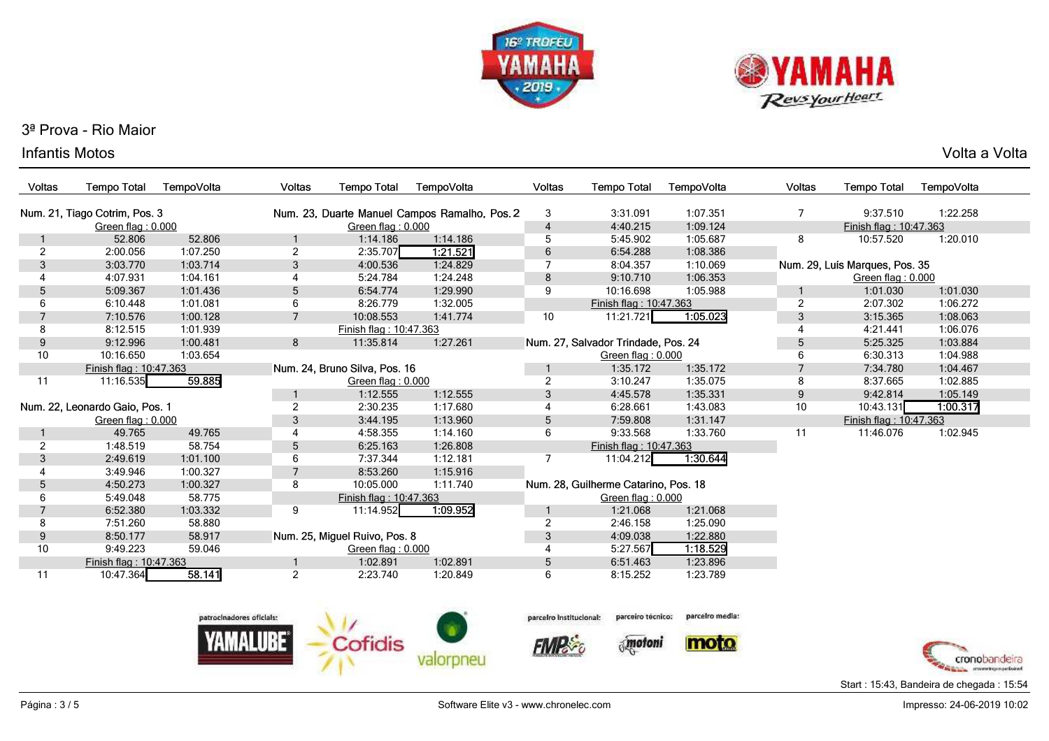# 3ª Prova - Rio Maior

## Infantis Motos

Volta a Volta

### Num. 21, Tiago Cotrim, Pos. 3

Green flag : 0.000

| Voltas | Tempo Total | TempoVolta |
|---|---|---|
| 1 | 52.806 | 52.806 |
| 2 | 2:00.056 | 1:07.250 |
| 3 | 3:03.770 | 1:03.714 |
| 4 | 4:07.931 | 1:04.161 |
| 5 | 5:09.367 | 1:01.436 |
| 6 | 6:10.448 | 1:01.081 |
| 7 | 7:10.576 | 1:00.128 |
| 8 | 8:12.515 | 1:01.939 |
| 9 | 9:12.996 | 1:00.481 |
| 10 | 10:16.650 | 1:03.654 |
| | Finish flag : 10:47.363 | |
| 11 | 11:16.535 | **59.885** |

### Num. 22, Leonardo Gaio, Pos. 1

Green flag : 0.000

| Voltas | Tempo Total | TempoVolta |
|---|---|---|
| 1 | 49.765 | 49.765 |
| 2 | 1:48.519 | 58.754 |
| 3 | 2:49.619 | 1:01.100 |
| 4 | 3:49.946 | 1:00.327 |
| 5 | 4:50.273 | 1:00.327 |
| 6 | 5:49.048 | 58.775 |
| 7 | 6:52.380 | 1:03.332 |
| 8 | 7:51.260 | 58.880 |
| 9 | 8:50.177 | 58.917 |
| 10 | 9:49.223 | 59.046 |
| | Finish flag : 10:47.363 | |
| 11 | 10:47.364 | **58.141** |

### Num. 23, Duarte Manuel Campos Ramalho, Pos. 2

Green flag : 0.000

| Voltas | Tempo Total | TempoVolta |
|---|---|---|
| 1 | 1:14.186 | 1:14.186 |
| 2 | 2:35.707 | **1:21.521** |
| 3 | 4:00.536 | 1:24.829 |
| 4 | 5:24.784 | 1:24.248 |
| 5 | 6:54.774 | 1:29.990 |
| 6 | 8:26.779 | 1:32.005 |
| 7 | 10:08.553 | 1:41.774 |
| | Finish flag : 10:47.363 | |
| 8 | 11:35.814 | 1:27.261 |

### Num. 24, Bruno Silva, Pos. 16

Green flag : 0.000

| Voltas | Tempo Total | TempoVolta |
|---|---|---|
| 1 | 1:12.555 | 1:12.555 |
| 2 | 2:30.235 | 1:17.680 |
| 3 | 3:44.195 | 1:13.960 |
| 4 | 4:58.355 | 1:14.160 |
| 5 | 6:25.163 | 1:26.808 |
| 6 | 7:37.344 | 1:12.181 |
| 7 | 8:53.260 | 1:15.916 |
| 8 | 10:05.000 | 1:11.740 |
| | Finish flag : 10:47.363 | |
| 9 | 11:14.952 | **1:09.952** |

### Num. 25, Miguel Ruivo, Pos. 8

Green flag : 0.000

| Voltas | Tempo Total | TempoVolta |
|---|---|---|
| 1 | 1:02.891 | 1:02.891 |
| 2 | 2:23.740 | 1:20.849 |
| 3 | 3:31.091 | 1:07.351 |
| 4 | 4:40.215 | 1:09.124 |
| 5 | 5:45.902 | 1:05.687 |
| 6 | 6:54.288 | 1:08.386 |
| 7 | 8:04.357 | 1:10.069 |
| 8 | 9:10.710 | 1:06.353 |
| 9 | 10:16.698 | 1:05.988 |
| | Finish flag : 10:47.363 | |
| 10 | 11:21.721 | **1:05.023** |

### Num. 27, Salvador Trindade, Pos. 24

Green flag : 0.000

| Voltas | Tempo Total | TempoVolta |
|---|---|---|
| 1 | 1:35.172 | 1:35.172 |
| 2 | 3:10.247 | 1:35.075 |
| 3 | 4:45.578 | 1:35.331 |
| 4 | 6:28.661 | 1:43.083 |
| 5 | 7:59.808 | 1:31.147 |
| 6 | 9:33.568 | 1:33.760 |
| | Finish flag : 10:47.363 | |
| 7 | 11:04.212 | **1:30.644** |

### Num. 28, Guilherme Catarino, Pos. 18

Green flag : 0.000

| Voltas | Tempo Total | TempoVolta |
|---|---|---|
| 1 | 1:21.068 | 1:21.068 |
| 2 | 2:46.158 | 1:25.090 |
| 3 | 4:09.038 | 1:22.880 |
| 4 | 5:27.567 | **1:18.529** |
| 5 | 6:51.463 | 1:23.896 |
| 6 | 8:15.252 | 1:23.789 |
| 7 | 9:37.510 | 1:22.258 |
| | Finish flag : 10:47.363 | |
| 8 | 10:57.520 | 1:20.010 |

### Num. 29, Luís Marques, Pos. 35

Green flag : 0.000

| Voltas | Tempo Total | TempoVolta |
|---|---|---|
| 1 | 1:01.030 | 1:01.030 |
| 2 | 2:07.302 | 1:06.272 |
| 3 | 3:15.365 | 1:08.063 |
| 4 | 4:21.441 | 1:06.076 |
| 5 | 5:25.325 | 1:03.884 |
| 6 | 6:30.313 | 1:04.988 |
| 7 | 7:34.780 | 1:04.467 |
| 8 | 8:37.665 | 1:02.885 |
| 9 | 9:42.814 | 1:05.149 |
| 10 | 10:43.131 | **1:00.317** |
| | Finish flag : 10:47.363 | |
| 11 | 11:46.076 | 1:02.945 |

patrocinadores oficiais: YAMALUBE, Cofidis, valorpneu — parceiro institucional: FMP — parceiro técnico: motoni — parceiro media: moto

Start : 15:43, Bandeira de chegada : 15:54

Software Elite v3 - www.chronelec.com

Impresso: 24-06-2019 10:02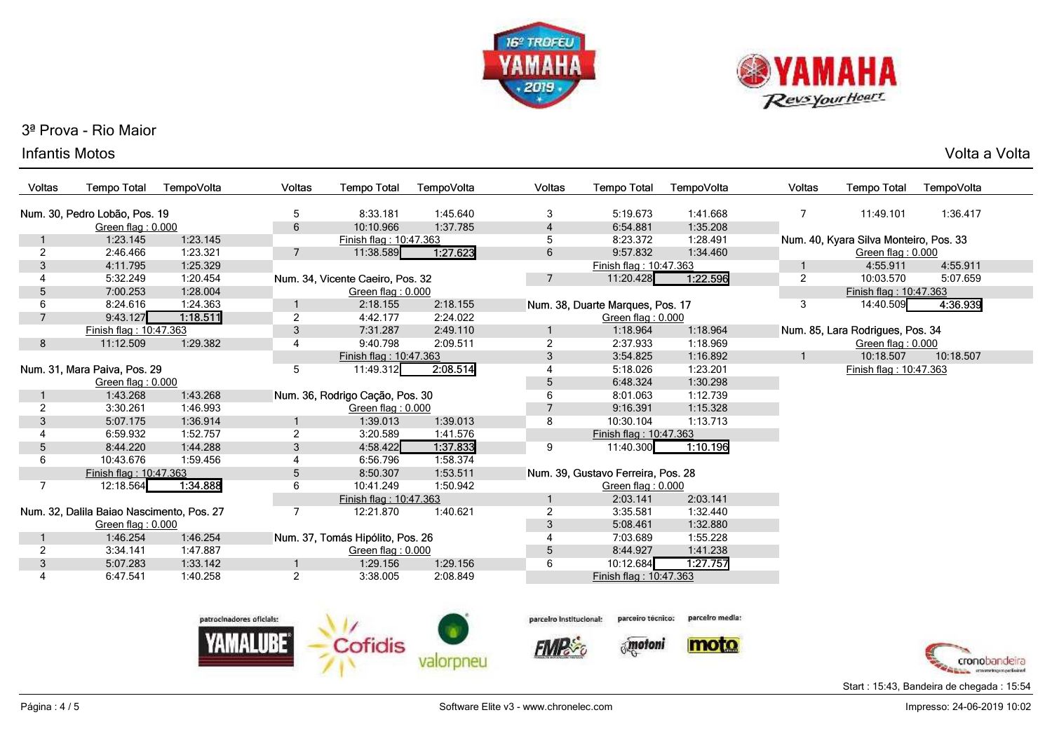3ª Prova - Rio Maior

Infantis Motos

Volta a Volta

### Num. 30, Pedro Lobão, Pos. 19

| Voltas | Tempo Total | TempoVolta |
|---|---|---|
| | Green flag : 0.000 | |
| 1 | 1:23.145 | 1:23.145 |
| 2 | 2:46.466 | 1:23.321 |
| 3 | 4:11.795 | 1:25.329 |
| 4 | 5:32.249 | 1:20.454 |
| 5 | 7:00.253 | 1:28.004 |
| 6 | 8:24.616 | 1:24.363 |
| 7 | 9:43.127 | **1:18.511** |
| | Finish flag : 10:47.363 | |
| 8 | 11:12.509 | 1:29.382 |

### Num. 31, Mara Paiva, Pos. 29

| Voltas | Tempo Total | TempoVolta |
|---|---|---|
| | Green flag : 0.000 | |
| 1 | 1:43.268 | 1:43.268 |
| 2 | 3:30.261 | 1:46.993 |
| 3 | 5:07.175 | 1:36.914 |
| 4 | 6:59.932 | 1:52.757 |
| 5 | 8:44.220 | 1:44.288 |
| 6 | 10:43.676 | 1:59.456 |
| | Finish flag : 10:47.363 | |
| 7 | 12:18.564 | **1:34.888** |

### Num. 32, Dalila Baiao Nascimento, Pos. 27

| Voltas | Tempo Total | TempoVolta |
|---|---|---|
| | Green flag : 0.000 | |
| 1 | 1:46.254 | 1:46.254 |
| 2 | 3:34.141 | 1:47.887 |
| 3 | 5:07.283 | 1:33.142 |
| 4 | 6:47.541 | 1:40.258 |
| 5 | 8:33.181 | 1:45.640 |
| 6 | 10:10.966 | 1:37.785 |
| | Finish flag : 10:47.363 | |
| 7 | 11:38.589 | **1:27.623** |

### Num. 34, Vicente Caeiro, Pos. 32

| Voltas | Tempo Total | TempoVolta |
|---|---|---|
| | Green flag : 0.000 | |
| 1 | 2:18.155 | 2:18.155 |
| 2 | 4:42.177 | 2:24.022 |
| 3 | 7:31.287 | 2:49.110 |
| 4 | 9:40.798 | 2:09.511 |
| | Finish flag : 10:47.363 | |
| 5 | 11:49.312 | **2:08.514** |

### Num. 36, Rodrigo Cação, Pos. 30

| Voltas | Tempo Total | TempoVolta |
|---|---|---|
| | Green flag : 0.000 | |
| 1 | 1:39.013 | 1:39.013 |
| 2 | 3:20.589 | 1:41.576 |
| 3 | 4:58.422 | **1:37.833** |
| 4 | 6:56.796 | 1:58.374 |
| 5 | 8:50.307 | 1:53.511 |
| 6 | 10:41.249 | 1:50.942 |
| | Finish flag : 10:47.363 | |
| 7 | 12:21.870 | 1:40.621 |

### Num. 37, Tomás Hipólito, Pos. 26

| Voltas | Tempo Total | TempoVolta |
|---|---|---|
| | Green flag : 0.000 | |
| 1 | 1:29.156 | 1:29.156 |
| 2 | 3:38.005 | 2:08.849 |
| 3 | 5:19.673 | 1:41.668 |
| 4 | 6:54.881 | 1:35.208 |
| 5 | 8:23.372 | 1:28.491 |
| 6 | 9:57.832 | 1:34.460 |
| | Finish flag : 10:47.363 | |
| 7 | 11:20.428 | **1:22.596** |

### Num. 38, Duarte Marques, Pos. 17

| Voltas | Tempo Total | TempoVolta |
|---|---|---|
| | Green flag : 0.000 | |
| 1 | 1:18.964 | 1:18.964 |
| 2 | 2:37.933 | 1:18.969 |
| 3 | 3:54.825 | 1:16.892 |
| 4 | 5:18.026 | 1:23.201 |
| 5 | 6:48.324 | 1:30.298 |
| 6 | 8:01.063 | 1:12.739 |
| 7 | 9:16.391 | 1:15.328 |
| 8 | 10:30.104 | 1:13.713 |
| | Finish flag : 10:47.363 | |
| 9 | 11:40.300 | **1:10.196** |

### Num. 39, Gustavo Ferreira, Pos. 28

| Voltas | Tempo Total | TempoVolta |
|---|---|---|
| | Green flag : 0.000 | |
| 1 | 2:03.141 | 2:03.141 |
| 2 | 3:35.581 | 1:32.440 |
| 3 | 5:08.461 | 1:32.880 |
| 4 | 7:03.689 | 1:55.228 |
| 5 | 8:44.927 | 1:41.238 |
| 6 | 10:12.684 | **1:27.757** |
| | Finish flag : 10:47.363 | |
| 7 | 11:49.101 | 1:36.417 |

### Num. 40, Kyara Silva Monteiro, Pos. 33

| Voltas | Tempo Total | TempoVolta |
|---|---|---|
| | Green flag : 0.000 | |
| 1 | 4:55.911 | 4:55.911 |
| 2 | 10:03.570 | 5:07.659 |
| | Finish flag : 10:47.363 | |
| 3 | 14:40.509 | **4:36.939** |

### Num. 85, Lara Rodrigues, Pos. 34

| Voltas | Tempo Total | TempoVolta |
|---|---|---|
| | Green flag : 0.000 | |
| 1 | 10:18.507 | 10:18.507 |
| | Finish flag : 10:47.363 | |

patrocinadores oficiais: YAMALUBE, Cofidis, valorpneu — parceiro institucional: FMP — parceiro técnico: motoni — parceiro media: moto

Start : 15:43, Bandeira de chegada : 15:54

Software Elite v3 - www.chronelec.com

Impresso: 24-06-2019 10:02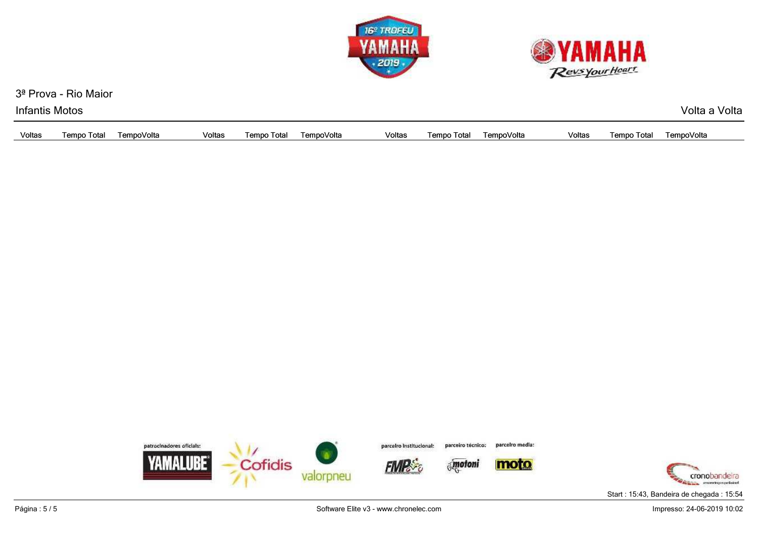3ª Prova - Rio Maior

Infantis Motos

Volta a Volta

| Voltas | Tempo Total | TempoVolta | Voltas | Tempo Total | TempoVolta | Voltas | Tempo Total | TempoVolta | Voltas | Tempo Total | TempoVolta |
|---|---|---|---|---|---|---|---|---|---|---|---|

patrocinadores oficiais: YAMALUBE Cofidis valorpneu

parceiro institucional: FMP parceiro técnico: motoni parceiro media: moto

Start : 15:43, Bandeira de chegada : 15:54

Software Elite v3 - www.chronelec.com

Impresso: 24-06-2019 10:02